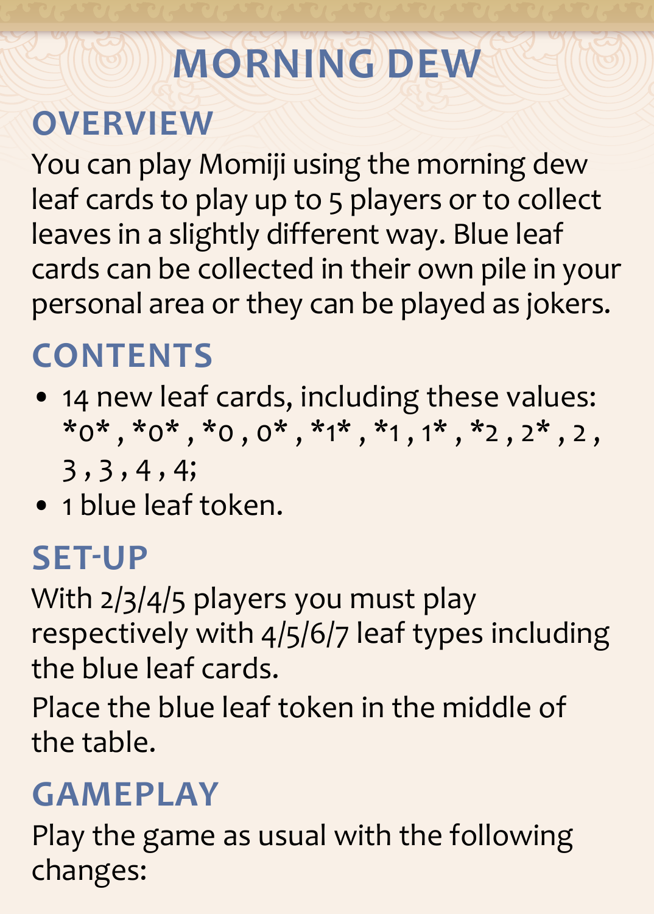# MORNING DEW

## OVERVIEW

You can play Momiji using the morning dew leaf cards to play up to 5 players or to collect leaves in a slightly different way. Blue leaf cards can be collected in their own pile in your personal area or they can be played as jokers.

## CONTENTS

- 14 new leaf cards, including these values: *0* , *0* , *0 , 0* , *1* , *1 , 1* , *2 , 2* , 2 , 3 , 3 , 4 , 4;
- 1 blue leaf token.

## SET-UP

With 2/3/4/5 players you must play respectively with 4/5/6/7 leaf types including the blue leaf cards.

Place the blue leaf token in the middle of the table.

## GAMEPLAY

Play the game as usual with the following changes: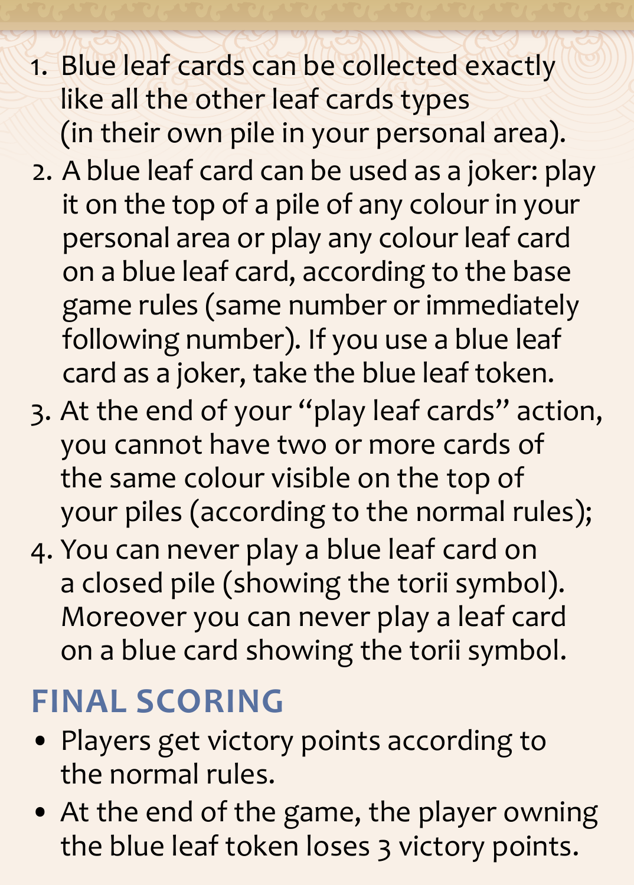1. Blue leaf cards can be collected exactly like all the other leaf cards types (in their own pile in your personal area).
2. A blue leaf card can be used as a joker: play it on the top of a pile of any colour in your personal area or play any colour leaf card on a blue leaf card, according to the base game rules (same number or immediately following number). If you use a blue leaf card as a joker, take the blue leaf token.
3. At the end of your "play leaf cards" action, you cannot have two or more cards of the same colour visible on the top of your piles (according to the normal rules);
4. You can never play a blue leaf card on a closed pile (showing the torii symbol). Moreover you can never play a leaf card on a blue card showing the torii symbol.

## FINAL SCORING

- Players get victory points according to the normal rules.
- At the end of the game, the player owning the blue leaf token loses 3 victory points.